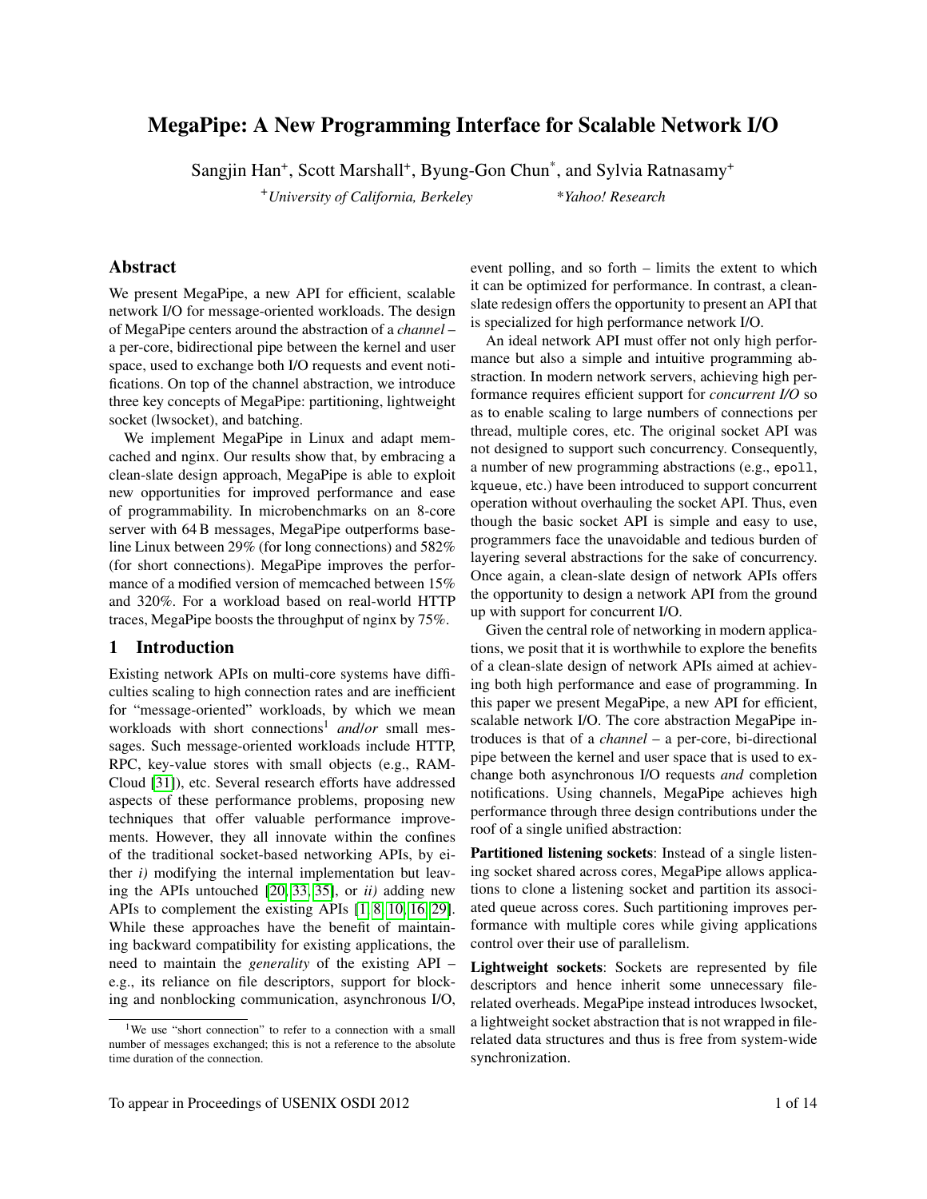# MegaPipe: A New Programming Interface for Scalable Network I/O

Sangjin Han[+], Scott Marshall[+], Byung-Gon Chun[*], and Sylvia Ratnasamy[+]

[+]*University of California, Berkeley* [*]*Yahoo! Research*

## Abstract

We present MegaPipe, a new API for efficient, scalable network I/O for message-oriented workloads. The design of MegaPipe centers around the abstraction of a *channel* – a per-core, bidirectional pipe between the kernel and user space, used to exchange both I/O requests and event notifications. On top of the channel abstraction, we introduce three key concepts of MegaPipe: partitioning, lightweight socket (lwsocket), and batching.

We implement MegaPipe in Linux and adapt memcached and nginx. Our results show that, by embracing a clean-slate design approach, MegaPipe is able to exploit new opportunities for improved performance and ease of programmability. In microbenchmarks on an 8-core server with 64 B messages, MegaPipe outperforms baseline Linux between 29% (for long connections) and 582% (for short connections). MegaPipe improves the performance of a modified version of memcached between 15% and 320%. For a workload based on real-world HTTP traces, MegaPipe boosts the throughput of nginx by 75%.

## 1 Introduction

Existing network APIs on multi-core systems have difficulties scaling to high connection rates and are inefficient for "message-oriented" workloads, by which we mean workloads with short connections[1] *and/or* small messages. Such message-oriented workloads include HTTP, RPC, key-value stores with small objects (e.g., RAMCloud [31]), etc. Several research efforts have addressed aspects of these performance problems, proposing new techniques that offer valuable performance improvements. However, they all innovate within the confines of the traditional socket-based networking APIs, by either *i)* modifying the internal implementation but leaving the APIs untouched [20, 33, 35], or *ii)* adding new APIs to complement the existing APIs [1, 8, 10, 16, 29]. While these approaches have the benefit of maintaining backward compatibility for existing applications, the need to maintain the *generality* of the existing API – e.g., its reliance on file descriptors, support for blocking and nonblocking communication, asynchronous I/O, event polling, and so forth – limits the extent to which it can be optimized for performance. In contrast, a clean-slate redesign offers the opportunity to present an API that is specialized for high performance network I/O.

An ideal network API must offer not only high performance but also a simple and intuitive programming abstraction. In modern network servers, achieving high performance requires efficient support for *concurrent I/O* so as to enable scaling to large numbers of connections per thread, multiple cores, etc. The original socket API was not designed to support such concurrency. Consequently, a number of new programming abstractions (e.g., `epoll`, `kqueue`, etc.) have been introduced to support concurrent operation without overhauling the socket API. Thus, even though the basic socket API is simple and easy to use, programmers face the unavoidable and tedious burden of layering several abstractions for the sake of concurrency. Once again, a clean-slate design of network APIs offers the opportunity to design a network API from the ground up with support for concurrent I/O.

Given the central role of networking in modern applications, we posit that it is worthwhile to explore the benefits of a clean-slate design of network APIs aimed at achieving both high performance and ease of programming. In this paper we present MegaPipe, a new API for efficient, scalable network I/O. The core abstraction MegaPipe introduces is that of a *channel* – a per-core, bi-directional pipe between the kernel and user space that is used to exchange both asynchronous I/O requests *and* completion notifications. Using channels, MegaPipe achieves high performance through three design contributions under the roof of a single unified abstraction:

**Partitioned listening sockets**: Instead of a single listening socket shared across cores, MegaPipe allows applications to clone a listening socket and partition its associated queue across cores. Such partitioning improves performance with multiple cores while giving applications control over their use of parallelism.

**Lightweight sockets**: Sockets are represented by file descriptors and hence inherit some unnecessary file-related overheads. MegaPipe instead introduces lwsocket, a lightweight socket abstraction that is not wrapped in file-related data structures and thus is free from system-wide synchronization.

[1] We use "short connection" to refer to a connection with a small number of messages exchanged; this is not a reference to the absolute time duration of the connection.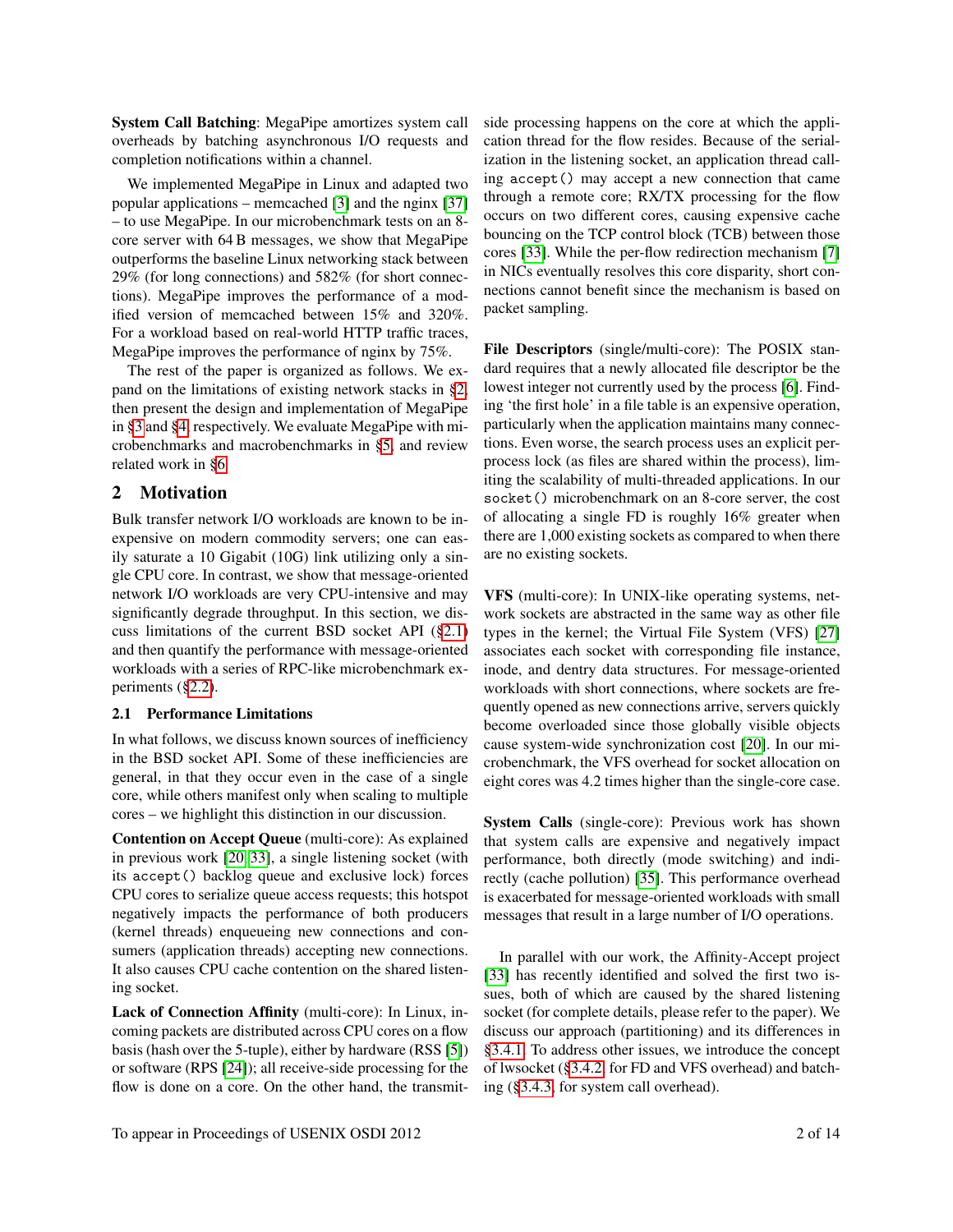**System Call Batching**: MegaPipe amortizes system call overheads by batching asynchronous I/O requests and completion notifications within a channel.

We implemented MegaPipe in Linux and adapted two popular applications – memcached [3] and the nginx [37] – to use MegaPipe. In our microbenchmark tests on an 8-core server with 64 B messages, we show that MegaPipe outperforms the baseline Linux networking stack between 29% (for long connections) and 582% (for short connections). MegaPipe improves the performance of a modified version of memcached between 15% and 320%. For a workload based on real-world HTTP traffic traces, MegaPipe improves the performance of nginx by 75%.

The rest of the paper is organized as follows. We expand on the limitations of existing network stacks in §2, then present the design and implementation of MegaPipe in §3 and §4, respectively. We evaluate MegaPipe with microbenchmarks and macrobenchmarks in §5, and review related work in §6.

## 2 Motivation

Bulk transfer network I/O workloads are known to be inexpensive on modern commodity servers; one can easily saturate a 10 Gigabit (10G) link utilizing only a single CPU core. In contrast, we show that message-oriented network I/O workloads are very CPU-intensive and may significantly degrade throughput. In this section, we discuss limitations of the current BSD socket API (§2.1) and then quantify the performance with message-oriented workloads with a series of RPC-like microbenchmark experiments (§2.2).

### 2.1 Performance Limitations

In what follows, we discuss known sources of inefficiency in the BSD socket API. Some of these inefficiencies are general, in that they occur even in the case of a single core, while others manifest only when scaling to multiple cores – we highlight this distinction in our discussion.

**Contention on Accept Queue** (multi-core): As explained in previous work [20, 33], a single listening socket (with its `accept()` backlog queue and exclusive lock) forces CPU cores to serialize queue access requests; this hotspot negatively impacts the performance of both producers (kernel threads) enqueueing new connections and consumers (application threads) accepting new connections. It also causes CPU cache contention on the shared listening socket.

**Lack of Connection Affinity** (multi-core): In Linux, incoming packets are distributed across CPU cores on a flow basis (hash over the 5-tuple), either by hardware (RSS [5]) or software (RPS [24]); all receive-side processing for the flow is done on a core. On the other hand, the transmit-side processing happens on the core at which the application thread for the flow resides. Because of the serialization in the listening socket, an application thread calling `accept()` may accept a new connection that came through a remote core; RX/TX processing for the flow occurs on two different cores, causing expensive cache bouncing on the TCP control block (TCB) between those cores [33]. While the per-flow redirection mechanism [7] in NICs eventually resolves this core disparity, short connections cannot benefit since the mechanism is based on packet sampling.

**File Descriptors** (single/multi-core): The POSIX standard requires that a newly allocated file descriptor be the lowest integer not currently used by the process [6]. Finding 'the first hole' in a file table is an expensive operation, particularly when the application maintains many connections. Even worse, the search process uses an explicit per-process lock (as files are shared within the process), limiting the scalability of multi-threaded applications. In our `socket()` microbenchmark on an 8-core server, the cost of allocating a single FD is roughly 16% greater when there are 1,000 existing sockets as compared to when there are no existing sockets.

**VFS** (multi-core): In UNIX-like operating systems, network sockets are abstracted in the same way as other file types in the kernel; the Virtual File System (VFS) [27] associates each socket with corresponding file instance, inode, and dentry data structures. For message-oriented workloads with short connections, where sockets are frequently opened as new connections arrive, servers quickly become overloaded since those globally visible objects cause system-wide synchronization cost [20]. In our microbenchmark, the VFS overhead for socket allocation on eight cores was 4.2 times higher than the single-core case.

**System Calls** (single-core): Previous work has shown that system calls are expensive and negatively impact performance, both directly (mode switching) and indirectly (cache pollution) [35]. This performance overhead is exacerbated for message-oriented workloads with small messages that result in a large number of I/O operations.

In parallel with our work, the Affinity-Accept project [33] has recently identified and solved the first two issues, both of which are caused by the shared listening socket (for complete details, please refer to the paper). We discuss our approach (partitioning) and its differences in §3.4.1. To address other issues, we introduce the concept of lwsocket (§3.4.2, for FD and VFS overhead) and batching (§3.4.3, for system call overhead).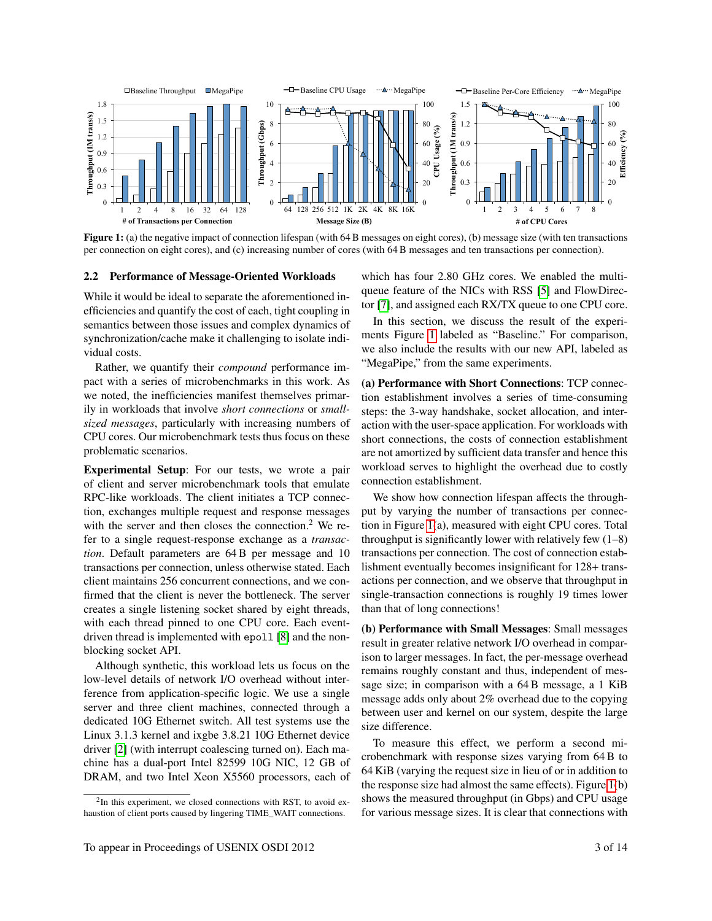Figure 1: (a) the negative impact of connection lifespan (with 64 B messages on eight cores), (b) message size (with ten transactions per connection on eight cores), and (c) increasing number of cores (with 64 B messages and ten transactions per connection).

### 2.2 Performance of Message-Oriented Workloads

While it would be ideal to separate the aforementioned inefficiencies and quantify the cost of each, tight coupling in semantics between those issues and complex dynamics of synchronization/cache make it challenging to isolate individual costs.

Rather, we quantify their *compound* performance impact with a series of microbenchmarks in this work. As we noted, the inefficiencies manifest themselves primarily in workloads that involve *short connections* or *small-sized messages*, particularly with increasing numbers of CPU cores. Our microbenchmark tests thus focus on these problematic scenarios.

**Experimental Setup**: For our tests, we wrote a pair of client and server microbenchmark tools that emulate RPC-like workloads. The client initiates a TCP connection, exchanges multiple request and response messages with the server and then closes the connection.[2] We refer to a single request-response exchange as a *transaction*. Default parameters are 64 B per message and 10 transactions per connection, unless otherwise stated. Each client maintains 256 concurrent connections, and we confirmed that the client is never the bottleneck. The server creates a single listening socket shared by eight threads, with each thread pinned to one CPU core. Each event-driven thread is implemented with `epoll` [8] and the non-blocking socket API.

Although synthetic, this workload lets us focus on the low-level details of network I/O overhead without interference from application-specific logic. We use a single server and three client machines, connected through a dedicated 10G Ethernet switch. All test systems use the Linux 3.1.3 kernel and ixgbe 3.8.21 10G Ethernet device driver [2] (with interrupt coalescing turned on). Each machine has a dual-port Intel 82599 10G NIC, 12 GB of DRAM, and two Intel Xeon X5560 processors, each of which has four 2.80 GHz cores. We enabled the multi-queue feature of the NICs with RSS [5] and FlowDirector [7], and assigned each RX/TX queue to one CPU core.

In this section, we discuss the result of the experiments Figure 1 labeled as "Baseline." For comparison, we also include the results with our new API, labeled as "MegaPipe," from the same experiments.

**(a) Performance with Short Connections**: TCP connection establishment involves a series of time-consuming steps: the 3-way handshake, socket allocation, and interaction with the user-space application. For workloads with short connections, the costs of connection establishment are not amortized by sufficient data transfer and hence this workload serves to highlight the overhead due to costly connection establishment.

We show how connection lifespan affects the throughput by varying the number of transactions per connection in Figure 1(a), measured with eight CPU cores. Total throughput is significantly lower with relatively few (1–8) transactions per connection. The cost of connection establishment eventually becomes insignificant for 128+ transactions per connection, and we observe that throughput in single-transaction connections is roughly 19 times lower than that of long connections!

**(b) Performance with Small Messages**: Small messages result in greater relative network I/O overhead in comparison to larger messages. In fact, the per-message overhead remains roughly constant and thus, independent of message size; in comparison with a 64 B message, a 1 KiB message adds only about 2% overhead due to the copying between user and kernel on our system, despite the large size difference.

To measure this effect, we perform a second microbenchmark with response sizes varying from 64 B to 64 KiB (varying the request size in lieu of or in addition to the response size had almost the same effects). Figure 1(b) shows the measured throughput (in Gbps) and CPU usage for various message sizes. It is clear that connections with

[2] In this experiment, we closed connections with RST, to avoid exhaustion of client ports caused by lingering TIME_WAIT connections.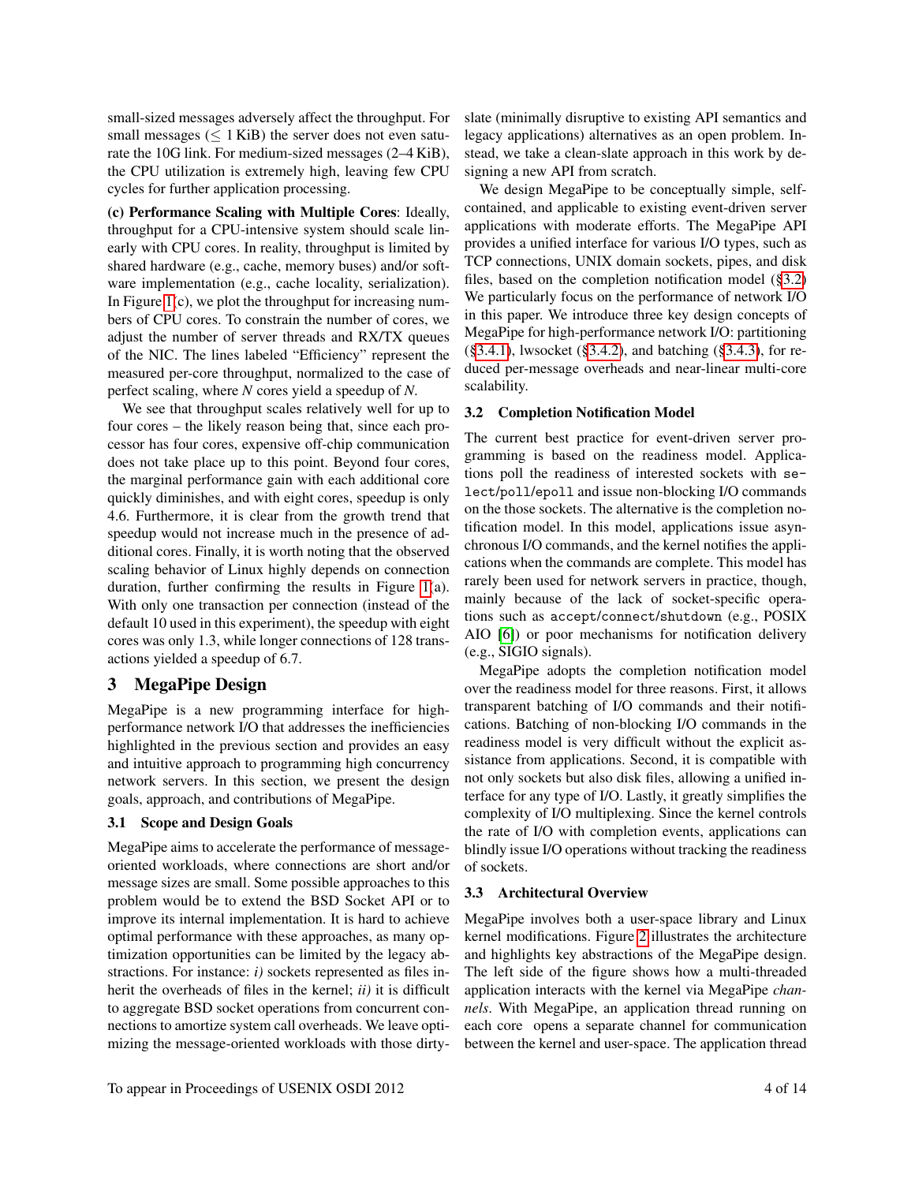small-sized messages adversely affect the throughput. For small messages ($\leq$ 1 KiB) the server does not even saturate the 10G link. For medium-sized messages (2–4 KiB), the CPU utilization is extremely high, leaving few CPU cycles for further application processing.

**(c) Performance Scaling with Multiple Cores**: Ideally, throughput for a CPU-intensive system should scale linearly with CPU cores. In reality, throughput is limited by shared hardware (e.g., cache, memory buses) and/or software implementation (e.g., cache locality, serialization). In Figure 1(c), we plot the throughput for increasing numbers of CPU cores. To constrain the number of cores, we adjust the number of server threads and RX/TX queues of the NIC. The lines labeled "Efficiency" represent the measured per-core throughput, normalized to the case of perfect scaling, where $N$ cores yield a speedup of $N$.

We see that throughput scales relatively well for up to four cores – the likely reason being that, since each processor has four cores, expensive off-chip communication does not take place up to this point. Beyond four cores, the marginal performance gain with each additional core quickly diminishes, and with eight cores, speedup is only 4.6. Furthermore, it is clear from the growth trend that speedup would not increase much in the presence of additional cores. Finally, it is worth noting that the observed scaling behavior of Linux highly depends on connection duration, further confirming the results in Figure 1(a). With only one transaction per connection (instead of the default 10 used in this experiment), the speedup with eight cores was only 1.3, while longer connections of 128 transactions yielded a speedup of 6.7.

# 3 MegaPipe Design

MegaPipe is a new programming interface for high-performance network I/O that addresses the inefficiencies highlighted in the previous section and provides an easy and intuitive approach to programming high concurrency network servers. In this section, we present the design goals, approach, and contributions of MegaPipe.

## 3.1 Scope and Design Goals

MegaPipe aims to accelerate the performance of message-oriented workloads, where connections are short and/or message sizes are small. Some possible approaches to this problem would be to extend the BSD Socket API or to improve its internal implementation. It is hard to achieve optimal performance with these approaches, as many optimization opportunities can be limited by the legacy abstractions. For instance: *i)* sockets represented as files inherit the overheads of files in the kernel; *ii)* it is difficult to aggregate BSD socket operations from concurrent connections to amortize system call overheads. We leave optimizing the message-oriented workloads with those dirty-slate (minimally disruptive to existing API semantics and legacy applications) alternatives as an open problem. Instead, we take a clean-slate approach in this work by designing a new API from scratch.

We design MegaPipe to be conceptually simple, self-contained, and applicable to existing event-driven server applications with moderate efforts. The MegaPipe API provides a unified interface for various I/O types, such as TCP connections, UNIX domain sockets, pipes, and disk files, based on the completion notification model (§3.2) We particularly focus on the performance of network I/O in this paper. We introduce three key design concepts of MegaPipe for high-performance network I/O: partitioning (§3.4.1), lwsocket (§3.4.2), and batching (§3.4.3), for reduced per-message overheads and near-linear multi-core scalability.

## 3.2 Completion Notification Model

The current best practice for event-driven server programming is based on the readiness model. Applications poll the readiness of interested sockets with `select/poll/epoll` and issue non-blocking I/O commands on the those sockets. The alternative is the completion notification model. In this model, applications issue asynchronous I/O commands, and the kernel notifies the applications when the commands are complete. This model has rarely been used for network servers in practice, though, mainly because of the lack of socket-specific operations such as `accept/connect/shutdown` (e.g., POSIX AIO [6]) or poor mechanisms for notification delivery (e.g., SIGIO signals).

MegaPipe adopts the completion notification model over the readiness model for three reasons. First, it allows transparent batching of I/O commands and their notifications. Batching of non-blocking I/O commands in the readiness model is very difficult without the explicit assistance from applications. Second, it is compatible with not only sockets but also disk files, allowing a unified interface for any type of I/O. Lastly, it greatly simplifies the complexity of I/O multiplexing. Since the kernel controls the rate of I/O with completion events, applications can blindly issue I/O operations without tracking the readiness of sockets.

## 3.3 Architectural Overview

MegaPipe involves both a user-space library and Linux kernel modifications. Figure 2 illustrates the architecture and highlights key abstractions of the MegaPipe design. The left side of the figure shows how a multi-threaded application interacts with the kernel via MegaPipe *channels*. With MegaPipe, an application thread running on each core opens a separate channel for communication between the kernel and user-space. The application thread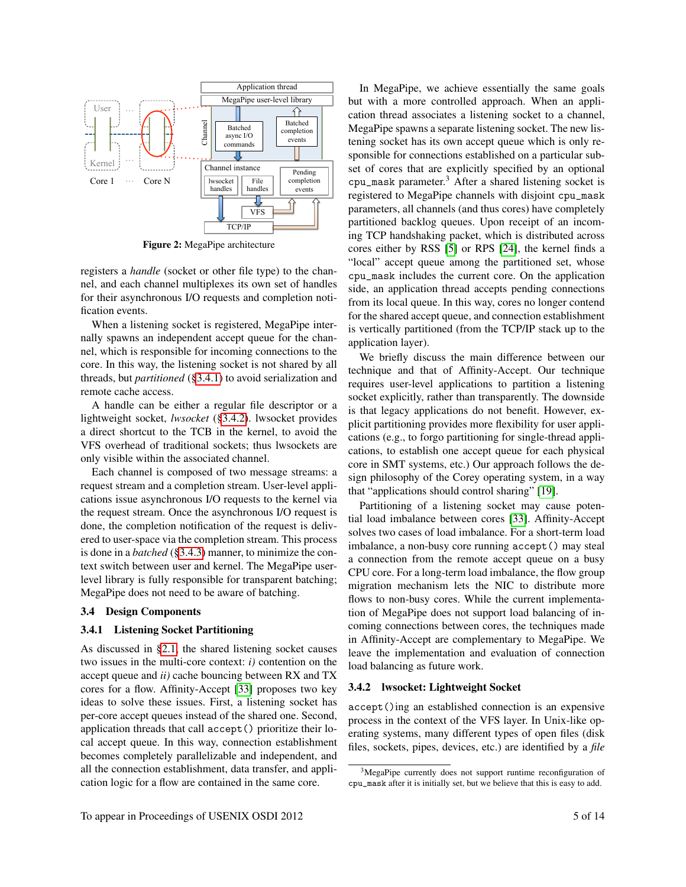**Figure 2:** MegaPipe architecture

registers a *handle* (socket or other file type) to the channel, and each channel multiplexes its own set of handles for their asynchronous I/O requests and completion notification events.

When a listening socket is registered, MegaPipe internally spawns an independent accept queue for the channel, which is responsible for incoming connections to the core. In this way, the listening socket is not shared by all threads, but *partitioned* (§3.4.1) to avoid serialization and remote cache access.

A handle can be either a regular file descriptor or a lightweight socket, *lwsocket* (§3.4.2). lwsocket provides a direct shortcut to the TCB in the kernel, to avoid the VFS overhead of traditional sockets; thus lwsockets are only visible within the associated channel.

Each channel is composed of two message streams: a request stream and a completion stream. User-level applications issue asynchronous I/O requests to the kernel via the request stream. Once the asynchronous I/O request is done, the completion notification of the request is delivered to user-space via the completion stream. This process is done in a *batched* (§3.4.3) manner, to minimize the context switch between user and kernel. The MegaPipe user-level library is fully responsible for transparent batching; MegaPipe does not need to be aware of batching.

## 3.4 Design Components

### 3.4.1 Listening Socket Partitioning

As discussed in §2.1, the shared listening socket causes two issues in the multi-core context: *i)* contention on the accept queue and *ii)* cache bouncing between RX and TX cores for a flow. Affinity-Accept [33] proposes two key ideas to solve these issues. First, a listening socket has per-core accept queues instead of the shared one. Second, application threads that call `accept()` prioritize their local accept queue. In this way, connection establishment becomes completely parallelizable and independent, and all the connection establishment, data transfer, and application logic for a flow are contained in the same core.

In MegaPipe, we achieve essentially the same goals but with a more controlled approach. When an application thread associates a listening socket to a channel, MegaPipe spawns a separate listening socket. The new listening socket has its own accept queue which is only responsible for connections established on a particular subset of cores that are explicitly specified by an optional `cpu_mask` parameter.[3] After a shared listening socket is registered to MegaPipe channels with disjoint `cpu_mask` parameters, all channels (and thus cores) have completely partitioned backlog queues. Upon receipt of an incoming TCP handshaking packet, which is distributed across cores either by RSS [5] or RPS [24], the kernel finds a "local" accept queue among the partitioned set, whose `cpu_mask` includes the current core. On the application side, an application thread accepts pending connections from its local queue. In this way, cores no longer contend for the shared accept queue, and connection establishment is vertically partitioned (from the TCP/IP stack up to the application layer).

We briefly discuss the main difference between our technique and that of Affinity-Accept. Our technique requires user-level applications to partition a listening socket explicitly, rather than transparently. The downside is that legacy applications do not benefit. However, explicit partitioning provides more flexibility for user applications (e.g., to forgo partitioning for single-thread applications, to establish one accept queue for each physical core in SMT systems, etc.) Our approach follows the design philosophy of the Corey operating system, in a way that "applications should control sharing" [19].

Partitioning of a listening socket may cause potential load imbalance between cores [33]. Affinity-Accept solves two cases of load imbalance. For a short-term load imbalance, a non-busy core running `accept()` may steal a connection from the remote accept queue on a busy CPU core. For a long-term load imbalance, the flow group migration mechanism lets the NIC to distribute more flows to non-busy cores. While the current implementation of MegaPipe does not support load balancing of incoming connections between cores, the techniques made in Affinity-Accept are complementary to MegaPipe. We leave the implementation and evaluation of connection load balancing as future work.

### 3.4.2 lwsocket: Lightweight Socket

`accept()`ing an established connection is an expensive process in the context of the VFS layer. In Unix-like operating systems, many different types of open files (disk files, sockets, pipes, devices, etc.) are identified by a *file*

[3] MegaPipe currently does not support runtime reconfiguration of `cpu_mask` after it is initially set, but we believe that this is easy to add.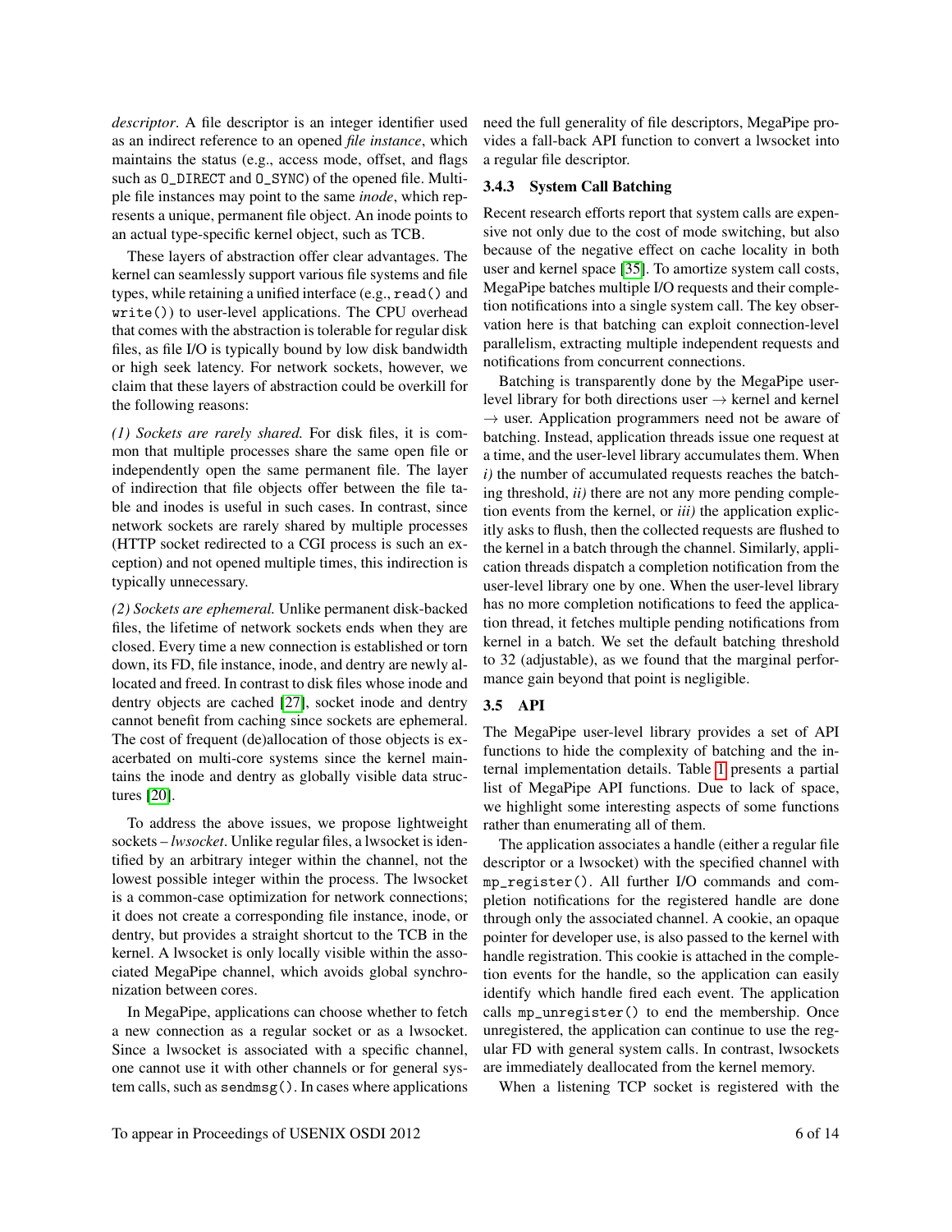*descriptor*. A file descriptor is an integer identifier used as an indirect reference to an opened *file instance*, which maintains the status (e.g., access mode, offset, and flags such as `O_DIRECT` and `O_SYNC`) of the opened file. Multiple file instances may point to the same *inode*, which represents a unique, permanent file object. An inode points to an actual type-specific kernel object, such as TCB.

These layers of abstraction offer clear advantages. The kernel can seamlessly support various file systems and file types, while retaining a unified interface (e.g., `read()` and `write()`) to user-level applications. The CPU overhead that comes with the abstraction is tolerable for regular disk files, as file I/O is typically bound by low disk bandwidth or high seek latency. For network sockets, however, we claim that these layers of abstraction could be overkill for the following reasons:

*(1) Sockets are rarely shared.* For disk files, it is common that multiple processes share the same open file or independently open the same permanent file. The layer of indirection that file objects offer between the file table and inodes is useful in such cases. In contrast, since network sockets are rarely shared by multiple processes (HTTP socket redirected to a CGI process is such an exception) and not opened multiple times, this indirection is typically unnecessary.

*(2) Sockets are ephemeral.* Unlike permanent disk-backed files, the lifetime of network sockets ends when they are closed. Every time a new connection is established or torn down, its FD, file instance, inode, and dentry are newly allocated and freed. In contrast to disk files whose inode and dentry objects are cached [27], socket inode and dentry cannot benefit from caching since sockets are ephemeral. The cost of frequent (de)allocation of those objects is exacerbated on multi-core systems since the kernel maintains the inode and dentry as globally visible data structures [20].

To address the above issues, we propose lightweight sockets – *lwsocket*. Unlike regular files, a lwsocket is identified by an arbitrary integer within the channel, not the lowest possible integer within the process. The lwsocket is a common-case optimization for network connections; it does not create a corresponding file instance, inode, or dentry, but provides a straight shortcut to the TCB in the kernel. A lwsocket is only locally visible within the associated MegaPipe channel, which avoids global synchronization between cores.

In MegaPipe, applications can choose whether to fetch a new connection as a regular socket or as a lwsocket. Since a lwsocket is associated with a specific channel, one cannot use it with other channels or for general system calls, such as `sendmsg()`. In cases where applications need the full generality of file descriptors, MegaPipe provides a fall-back API function to convert a lwsocket into a regular file descriptor.

### 3.4.3 System Call Batching

Recent research efforts report that system calls are expensive not only due to the cost of mode switching, but also because of the negative effect on cache locality in both user and kernel space [35]. To amortize system call costs, MegaPipe batches multiple I/O requests and their completion notifications into a single system call. The key observation here is that batching can exploit connection-level parallelism, extracting multiple independent requests and notifications from concurrent connections.

Batching is transparently done by the MegaPipe user-level library for both directions user $\rightarrow$ kernel and kernel $\rightarrow$ user. Application programmers need not be aware of batching. Instead, application threads issue one request at a time, and the user-level library accumulates them. When *i)* the number of accumulated requests reaches the batching threshold, *ii)* there are not any more pending completion events from the kernel, or *iii)* the application explicitly asks to flush, then the collected requests are flushed to the kernel in a batch through the channel. Similarly, application threads dispatch a completion notification from the user-level library one by one. When the user-level library has no more completion notifications to feed the application thread, it fetches multiple pending notifications from kernel in a batch. We set the default batching threshold to 32 (adjustable), as we found that the marginal performance gain beyond that point is negligible.

## 3.5 API

The MegaPipe user-level library provides a set of API functions to hide the complexity of batching and the internal implementation details. Table 1 presents a partial list of MegaPipe API functions. Due to lack of space, we highlight some interesting aspects of some functions rather than enumerating all of them.

The application associates a handle (either a regular file descriptor or a lwsocket) with the specified channel with `mp_register()`. All further I/O commands and completion notifications for the registered handle are done through only the associated channel. A cookie, an opaque pointer for developer use, is also passed to the kernel with handle registration. This cookie is attached in the completion events for the handle, so the application can easily identify which handle fired each event. The application calls `mp_unregister()` to end the membership. Once unregistered, the application can continue to use the regular FD with general system calls. In contrast, lwsockets are immediately deallocated from the kernel memory.

When a listening TCP socket is registered with the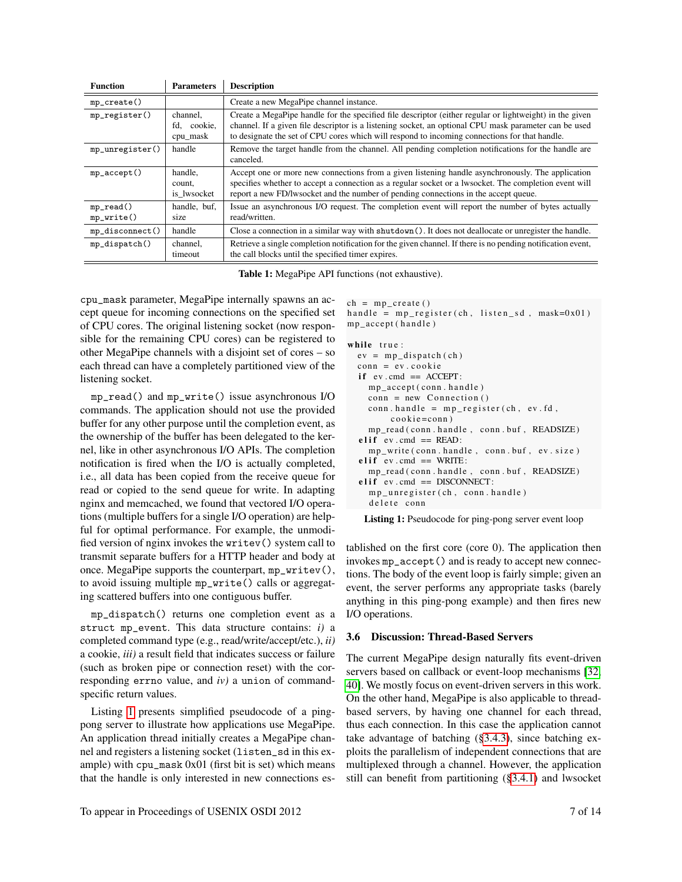| Function | Parameters | Description |
|---|---|---|
| `mp_create()` | | Create a new MegaPipe channel instance. |
| `mp_register()` | channel, fd, cookie, cpu_mask | Create a MegaPipe handle for the specified file descriptor (either regular or lightweight) in the given channel. If a given file descriptor is a listening socket, an optional CPU mask parameter can be used to designate the set of CPU cores which will respond to incoming connections for that handle. |
| `mp_unregister()` | handle | Remove the target handle from the channel. All pending completion notifications for the handle are canceled. |
| `mp_accept()` | handle, count, is_lwsocket | Accept one or more new connections from a given listening handle asynchronously. The application specifies whether to accept a connection as a regular socket or a lwsocket. The completion event will report a new FD/lwsocket and the number of pending connections in the accept queue. |
| `mp_read()` `mp_write()` | handle, buf, size | Issue an asynchronous I/O request. The completion event will report the number of bytes actually read/written. |
| `mp_disconnect()` | handle | Close a connection in a similar way with `shutdown()`. It does not deallocate or unregister the handle. |
| `mp_dispatch()` | channel, timeout | Retrieve a single completion notification for the given channel. If there is no pending notification event, the call blocks until the specified timer expires. |

**Table 1:** MegaPipe API functions (not exhaustive).

`cpu_mask` parameter, MegaPipe internally spawns an accept queue for incoming connections on the specified set of CPU cores. The original listening socket (now responsible for the remaining CPU cores) can be registered to other MegaPipe channels with a disjoint set of cores – so each thread can have a completely partitioned view of the listening socket.

`mp_read()` and `mp_write()` issue asynchronous I/O commands. The application should not use the provided buffer for any other purpose until the completion event, as the ownership of the buffer has been delegated to the kernel, like in other asynchronous I/O APIs. The completion notification is fired when the I/O is actually completed, i.e., all data has been copied from the receive queue for read or copied to the send queue for write. In adapting nginx and memcached, we found that vectored I/O operations (multiple buffers for a single I/O operation) are helpful for optimal performance. For example, the unmodified version of nginx invokes the `writev()` system call to transmit separate buffers for a HTTP header and body at once. MegaPipe supports the counterpart, `mp_writev()`, to avoid issuing multiple `mp_write()` calls or aggregating scattered buffers into one contiguous buffer.

`mp_dispatch()` returns one completion event as a `struct mp_event`. This data structure contains: *i)* a completed command type (e.g., read/write/accept/etc.), *ii)* a cookie, *iii)* a result field that indicates success or failure (such as broken pipe or connection reset) with the corresponding `errno` value, and *iv)* a `union` of command-specific return values.

Listing 1 presents simplified pseudocode of a ping-pong server to illustrate how applications use MegaPipe. An application thread initially creates a MegaPipe channel and registers a listening socket (`listen_sd` in this example) with `cpu_mask` 0x01 (first bit is set) which means that the handle is only interested in new connections established on the first core (core 0). The application then invokes `mp_accept()` and is ready to accept new connections. The body of the event loop is fairly simple; given an event, the server performs any appropriate tasks (barely anything in this ping-pong example) and then fires new I/O operations.

```
ch = mp_create()
handle = mp_register(ch, listen_sd, mask=0x01)
mp_accept(handle)

while true:
  ev = mp_dispatch(ch)
  conn = ev.cookie
  if ev.cmd == ACCEPT:
    mp_accept(conn.handle)
    conn = new Connection()
    conn.handle = mp_register(ch, ev.fd,
        cookie=conn)
    mp_read(conn.handle, conn.buf, READSIZE)
  elif ev.cmd == READ:
    mp_write(conn.handle, conn.buf, ev.size)
  elif ev.cmd == WRITE:
    mp_read(conn.handle, conn.buf, READSIZE)
  elif ev.cmd == DISCONNECT:
    mp_unregister(ch, conn.handle)
    delete conn
```

**Listing 1:** Pseudocode for ping-pong server event loop

### 3.6 Discussion: Thread-Based Servers

The current MegaPipe design naturally fits event-driven servers based on callback or event-loop mechanisms [32, 40]. We mostly focus on event-driven servers in this work. On the other hand, MegaPipe is also applicable to thread-based servers, by having one channel for each thread, thus each connection. In this case the application cannot take advantage of batching (§3.4.3), since batching exploits the parallelism of independent connections that are multiplexed through a channel. However, the application still can benefit from partitioning (§3.4.1) and lwsocket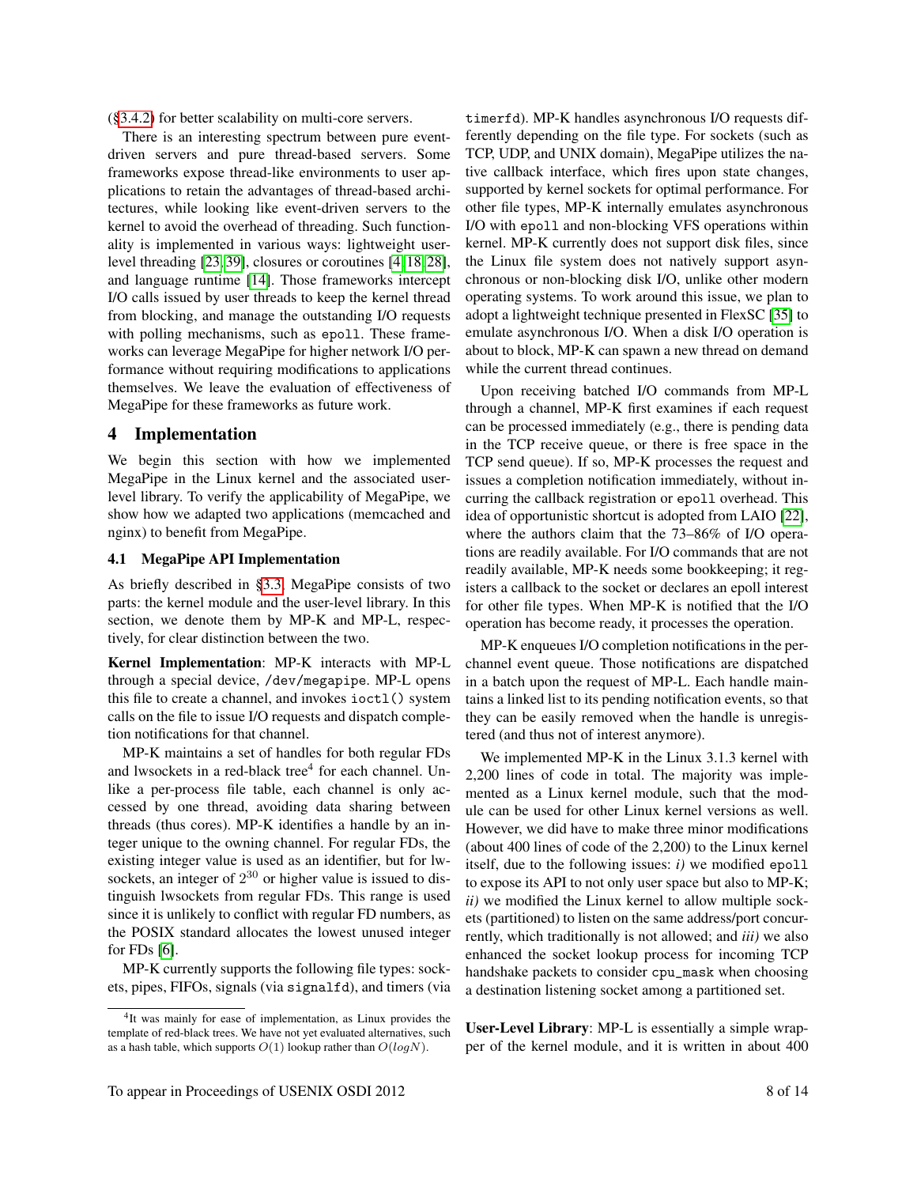(§3.4.2) for better scalability on multi-core servers.

There is an interesting spectrum between pure event-driven servers and pure thread-based servers. Some frameworks expose thread-like environments to user applications to retain the advantages of thread-based architectures, while looking like event-driven servers to the kernel to avoid the overhead of threading. Such functionality is implemented in various ways: lightweight user-level threading [23, 39], closures or coroutines [4, 18, 28], and language runtime [14]. Those frameworks intercept I/O calls issued by user threads to keep the kernel thread from blocking, and manage the outstanding I/O requests with polling mechanisms, such as `epoll`. These frameworks can leverage MegaPipe for higher network I/O performance without requiring modifications to applications themselves. We leave the evaluation of effectiveness of MegaPipe for these frameworks as future work.

# 4 Implementation

We begin this section with how we implemented MegaPipe in the Linux kernel and the associated user-level library. To verify the applicability of MegaPipe, we show how we adapted two applications (memcached and nginx) to benefit from MegaPipe.

## 4.1 MegaPipe API Implementation

As briefly described in §3.3, MegaPipe consists of two parts: the kernel module and the user-level library. In this section, we denote them by MP-K and MP-L, respectively, for clear distinction between the two.

**Kernel Implementation**: MP-K interacts with MP-L through a special device, `/dev/megapipe`. MP-L opens this file to create a channel, and invokes `ioctl()` system calls on the file to issue I/O requests and dispatch completion notifications for that channel.

MP-K maintains a set of handles for both regular FDs and lwsockets in a red-black tree[4] for each channel. Unlike a per-process file table, each channel is only accessed by one thread, avoiding data sharing between threads (thus cores). MP-K identifies a handle by an integer unique to the owning channel. For regular FDs, the existing integer value is used as an identifier, but for lwsockets, an integer of $2^{30}$ or higher value is issued to distinguish lwsockets from regular FDs. This range is used since it is unlikely to conflict with regular FD numbers, as the POSIX standard allocates the lowest unused integer for FDs [6].

MP-K currently supports the following file types: sockets, pipes, FIFOs, signals (via `signalfd`), and timers (via `timerfd`). MP-K handles asynchronous I/O requests differently depending on the file type. For sockets (such as TCP, UDP, and UNIX domain), MegaPipe utilizes the native callback interface, which fires upon state changes, supported by kernel sockets for optimal performance. For other file types, MP-K internally emulates asynchronous I/O with `epoll` and non-blocking VFS operations within kernel. MP-K currently does not support disk files, since the Linux file system does not natively support asynchronous or non-blocking disk I/O, unlike other modern operating systems. To work around this issue, we plan to adopt a lightweight technique presented in FlexSC [35] to emulate asynchronous I/O. When a disk I/O operation is about to block, MP-K can spawn a new thread on demand while the current thread continues.

Upon receiving batched I/O commands from MP-L through a channel, MP-K first examines if each request can be processed immediately (e.g., there is pending data in the TCP receive queue, or there is free space in the TCP send queue). If so, MP-K processes the request and issues a completion notification immediately, without incurring the callback registration or `epoll` overhead. This idea of opportunistic shortcut is adopted from LAIO [22], where the authors claim that the 73–86% of I/O operations are readily available. For I/O commands that are not readily available, MP-K needs some bookkeeping; it registers a callback to the socket or declares an epoll interest for other file types. When MP-K is notified that the I/O operation has become ready, it processes the operation.

MP-K enqueues I/O completion notifications in the per-channel event queue. Those notifications are dispatched in a batch upon the request of MP-L. Each handle maintains a linked list to its pending notification events, so that they can be easily removed when the handle is unregistered (and thus not of interest anymore).

We implemented MP-K in the Linux 3.1.3 kernel with 2,200 lines of code in total. The majority was implemented as a Linux kernel module, such that the module can be used for other Linux kernel versions as well. However, we did have to make three minor modifications (about 400 lines of code of the 2,200) to the Linux kernel itself, due to the following issues: *i)* we modified `epoll` to expose its API to not only user space but also to MP-K; *ii)* we modified the Linux kernel to allow multiple sockets (partitioned) to listen on the same address/port concurrently, which traditionally is not allowed; and *iii)* we also enhanced the socket lookup process for incoming TCP handshake packets to consider `cpu_mask` when choosing a destination listening socket among a partitioned set.

**User-Level Library**: MP-L is essentially a simple wrapper of the kernel module, and it is written in about 400

[4] It was mainly for ease of implementation, as Linux provides the template of red-black trees. We have not yet evaluated alternatives, such as a hash table, which supports $O(1)$ lookup rather than $O(logN)$.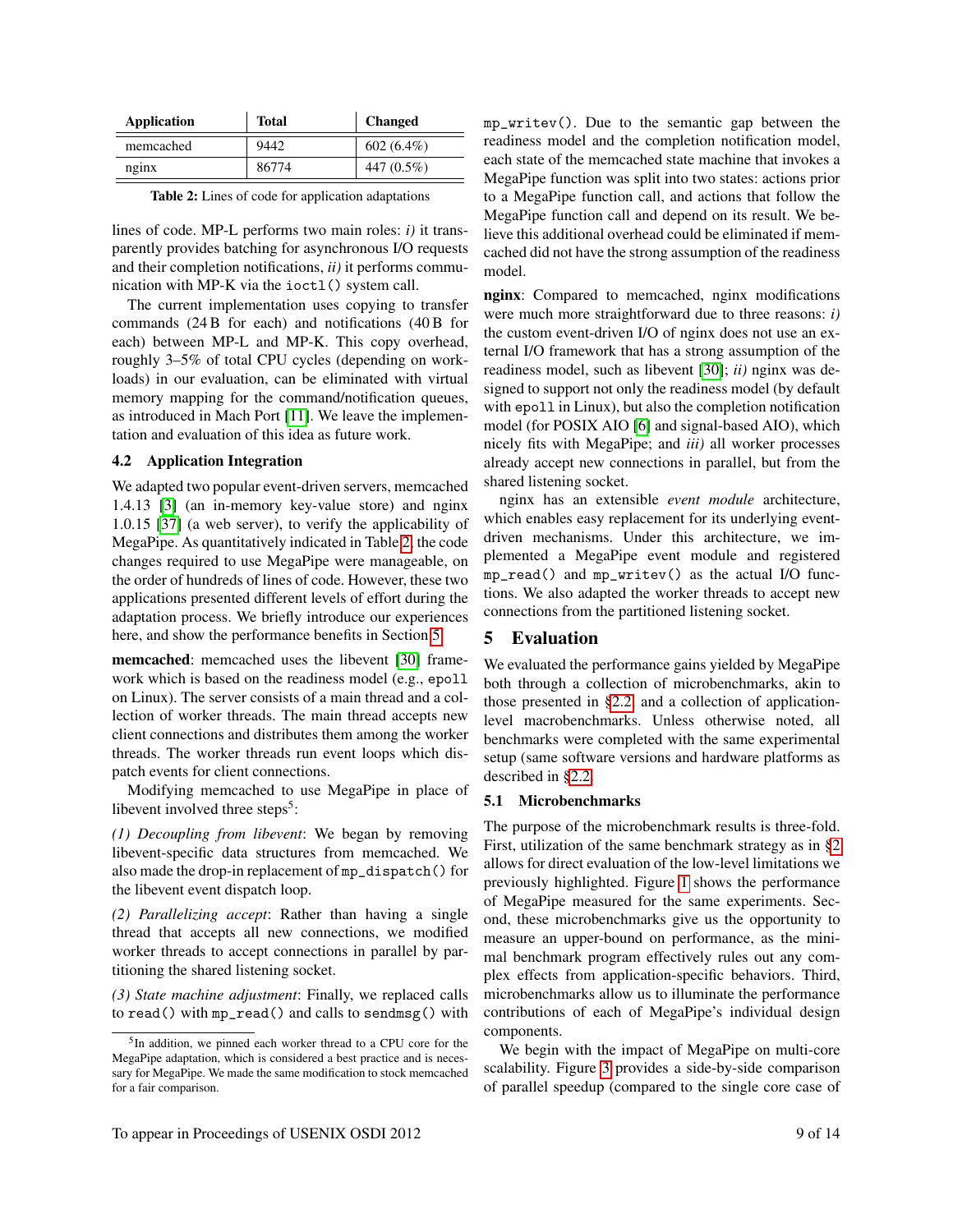| Application | Total | Changed |
| --- | --- | --- |
| memcached | 9442 | 602 (6.4%) |
| nginx | 86774 | 447 (0.5%) |

**Table 2:** Lines of code for application adaptations

lines of code. MP-L performs two main roles: *i)* it transparently provides batching for asynchronous I/O requests and their completion notifications, *ii)* it performs communication with MP-K via the `ioctl()` system call.

The current implementation uses copying to transfer commands (24 B for each) and notifications (40 B for each) between MP-L and MP-K. This copy overhead, roughly 3–5% of total CPU cycles (depending on workloads) in our evaluation, can be eliminated with virtual memory mapping for the command/notification queues, as introduced in Mach Port [11]. We leave the implementation and evaluation of this idea as future work.

### 4.2 Application Integration

We adapted two popular event-driven servers, memcached 1.4.13 [3] (an in-memory key-value store) and nginx 1.0.15 [37] (a web server), to verify the applicability of MegaPipe. As quantitatively indicated in Table 2, the code changes required to use MegaPipe were manageable, on the order of hundreds of lines of code. However, these two applications presented different levels of effort during the adaptation process. We briefly introduce our experiences here, and show the performance benefits in Section 5.

**memcached**: memcached uses the libevent [30] framework which is based on the readiness model (e.g., `epoll` on Linux). The server consists of a main thread and a collection of worker threads. The main thread accepts new client connections and distributes them among the worker threads. The worker threads run event loops which dispatch events for client connections.

Modifying memcached to use MegaPipe in place of libevent involved three steps[5]:

*(1) Decoupling from libevent*: We began by removing libevent-specific data structures from memcached. We also made the drop-in replacement of `mp_dispatch()` for the libevent event dispatch loop.

*(2) Parallelizing accept*: Rather than having a single thread that accepts all new connections, we modified worker threads to accept connections in parallel by partitioning the shared listening socket.

*(3) State machine adjustment*: Finally, we replaced calls to `read()` with `mp_read()` and calls to `sendmsg()` with `mp_writev()`. Due to the semantic gap between the readiness model and the completion notification model, each state of the memcached state machine that invokes a MegaPipe function was split into two states: actions prior to a MegaPipe function call, and actions that follow the MegaPipe function call and depend on its result. We believe this additional overhead could be eliminated if memcached did not have the strong assumption of the readiness model.

**nginx**: Compared to memcached, nginx modifications were much more straightforward due to three reasons: *i)* the custom event-driven I/O of nginx does not use an external I/O framework that has a strong assumption of the readiness model, such as libevent [30]; *ii)* nginx was designed to support not only the readiness model (by default with `epoll` in Linux), but also the completion notification model (for POSIX AIO [6] and signal-based AIO), which nicely fits with MegaPipe; and *iii)* all worker processes already accept new connections in parallel, but from the shared listening socket.

nginx has an extensible *event module* architecture, which enables easy replacement for its underlying event-driven mechanisms. Under this architecture, we implemented a MegaPipe event module and registered `mp_read()` and `mp_writev()` as the actual I/O functions. We also adapted the worker threads to accept new connections from the partitioned listening socket.

## 5 Evaluation

We evaluated the performance gains yielded by MegaPipe both through a collection of microbenchmarks, akin to those presented in §2.2, and a collection of application-level macrobenchmarks. Unless otherwise noted, all benchmarks were completed with the same experimental setup (same software versions and hardware platforms as described in §2.2.

### 5.1 Microbenchmarks

The purpose of the microbenchmark results is three-fold. First, utilization of the same benchmark strategy as in §2 allows for direct evaluation of the low-level limitations we previously highlighted. Figure 1 shows the performance of MegaPipe measured for the same experiments. Second, these microbenchmarks give us the opportunity to measure an upper-bound on performance, as the minimal benchmark program effectively rules out any complex effects from application-specific behaviors. Third, microbenchmarks allow us to illuminate the performance contributions of each of MegaPipe's individual design components.

We begin with the impact of MegaPipe on multi-core scalability. Figure 3 provides a side-by-side comparison of parallel speedup (compared to the single core case of

[5] In addition, we pinned each worker thread to a CPU core for the MegaPipe adaptation, which is considered a best practice and is necessary for MegaPipe. We made the same modification to stock memcached for a fair comparison.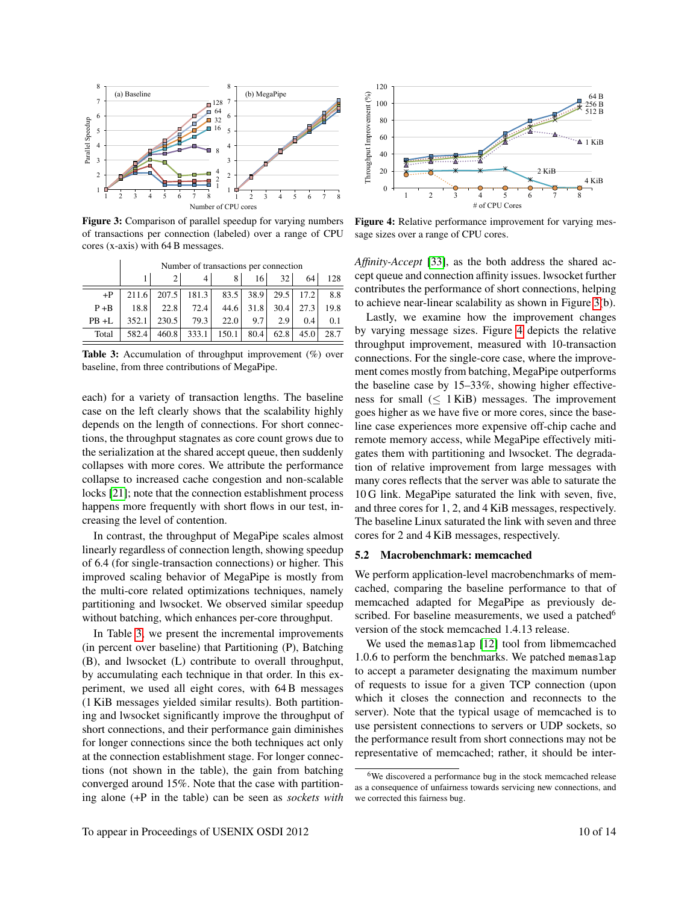**Figure 3:** Comparison of parallel speedup for varying numbers of transactions per connection (labeled) over a range of CPU cores (x-axis) with 64 B messages.

**Figure 4:** Relative performance improvement for varying message sizes over a range of CPU cores.

| | Number of transactions per connection | | | | | | | |
|---|---|---|---|---|---|---|---|---|
| | 1 | 2 | 4 | 8 | 16 | 32 | 64 | 128 |
| +P | 211.6 | 207.5 | 181.3 | 83.5 | 38.9 | 29.5 | 17.2 | 8.8 |
| P +B | 18.8 | 22.8 | 72.4 | 44.6 | 31.8 | 30.4 | 27.3 | 19.8 |
| PB +L | 352.1 | 230.5 | 79.3 | 22.0 | 9.7 | 2.9 | 0.4 | 0.1 |
| Total | 582.4 | 460.8 | 333.1 | 150.1 | 80.4 | 62.8 | 45.0 | 28.7 |

**Table 3:** Accumulation of throughput improvement (%) over baseline, from three contributions of MegaPipe.

each) for a variety of transaction lengths. The baseline case on the left clearly shows that the scalability highly depends on the length of connections. For short connections, the throughput stagnates as core count grows due to the serialization at the shared accept queue, then suddenly collapses with more cores. We attribute the performance collapse to increased cache congestion and non-scalable locks [21]; note that the connection establishment process happens more frequently with short flows in our test, increasing the level of contention.

In contrast, the throughput of MegaPipe scales almost linearly regardless of connection length, showing speedup of 6.4 (for single-transaction connections) or higher. This improved scaling behavior of MegaPipe is mostly from the multi-core related optimizations techniques, namely partitioning and lwsocket. We observed similar speedup without batching, which enhances per-core throughput.

In Table 3, we present the incremental improvements (in percent over baseline) that Partitioning (P), Batching (B), and lwsocket (L) contribute to overall throughput, by accumulating each technique in that order. In this experiment, we used all eight cores, with 64 B messages (1 KiB messages yielded similar results). Both partitioning and lwsocket significantly improve the throughput of short connections, and their performance gain diminishes for longer connections since the both techniques act only at the connection establishment stage. For longer connections (not shown in the table), the gain from batching converged around 15%. Note that the case with partitioning alone (+P in the table) can be seen as *sockets with Affinity-Accept* [33], as the both address the shared accept queue and connection affinity issues. lwsocket further contributes the performance of short connections, helping to achieve near-linear scalability as shown in Figure 3(b).

Lastly, we examine how the improvement changes by varying message sizes. Figure 4 depicts the relative throughput improvement, measured with 10-transaction connections. For the single-core case, where the improvement comes mostly from batching, MegaPipe outperforms the baseline case by 15–33%, showing higher effectiveness for small ($\leq$ 1 KiB) messages. The improvement goes higher as we have five or more cores, since the baseline case experiences more expensive off-chip cache and remote memory access, while MegaPipe effectively mitigates them with partitioning and lwsocket. The degradation of relative improvement from large messages with many cores reflects that the server was able to saturate the 10 G link. MegaPipe saturated the link with seven, five, and three cores for 1, 2, and 4 KiB messages, respectively. The baseline Linux saturated the link with seven and three cores for 2 and 4 KiB messages, respectively.

### 5.2 Macrobenchmark: memcached

We perform application-level macrobenchmarks of memcached, comparing the baseline performance to that of memcached adapted for MegaPipe as previously described. For baseline measurements, we used a patched[6] version of the stock memcached 1.4.13 release.

We used the `memaslap` [12] tool from libmemcached 1.0.6 to perform the benchmarks. We patched `memaslap` to accept a parameter designating the maximum number of requests to issue for a given TCP connection (upon which it closes the connection and reconnects to the server). Note that the typical usage of memcached is to use persistent connections to servers or UDP sockets, so the performance result from short connections may not be representative of memcached; rather, it should be inter-

[6] We discovered a performance bug in the stock memcached release as a consequence of unfairness towards servicing new connections, and we corrected this fairness bug.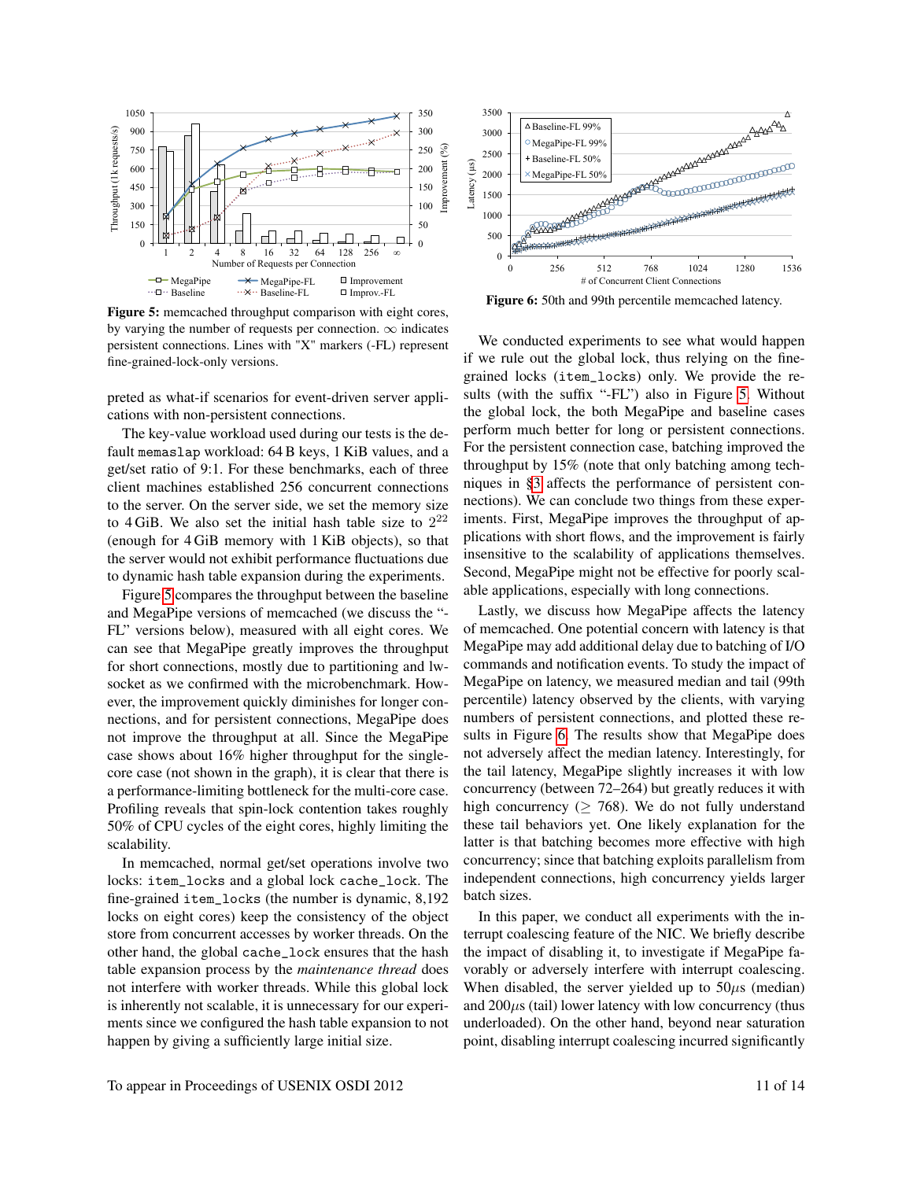Figure 5: memcached throughput comparison with eight cores, by varying the number of requests per connection. ∞ indicates persistent connections. Lines with "X" markers (-FL) represent fine-grained-lock-only versions.

Figure 6: 50th and 99th percentile memcached latency.

preted as what-if scenarios for event-driven server applications with non-persistent connections.

The key-value workload used during our tests is the default `memaslap` workload: 64 B keys, 1 KiB values, and a get/set ratio of 9:1. For these benchmarks, each of three client machines established 256 concurrent connections to the server. On the server side, we set the memory size to 4 GiB. We also set the initial hash table size to $2^{22}$ (enough for 4 GiB memory with 1 KiB objects), so that the server would not exhibit performance fluctuations due to dynamic hash table expansion during the experiments.

Figure 5 compares the throughput between the baseline and MegaPipe versions of memcached (we discuss the "-FL" versions below), measured with all eight cores. We can see that MegaPipe greatly improves the throughput for short connections, mostly due to partitioning and lwsocket as we confirmed with the microbenchmark. However, the improvement quickly diminishes for longer connections, and for persistent connections, MegaPipe does not improve the throughput at all. Since the MegaPipe case shows about 16% higher throughput for the single-core case (not shown in the graph), it is clear that there is a performance-limiting bottleneck for the multi-core case. Profiling reveals that spin-lock contention takes roughly 50% of CPU cycles of the eight cores, highly limiting the scalability.

In memcached, normal get/set operations involve two locks: `item_locks` and a global lock `cache_lock`. The fine-grained `item_locks` (the number is dynamic, 8,192 locks on eight cores) keep the consistency of the object store from concurrent accesses by worker threads. On the other hand, the global `cache_lock` ensures that the hash table expansion process by the *maintenance thread* does not interfere with worker threads. While this global lock is inherently not scalable, it is unnecessary for our experiments since we configured the hash table expansion to not happen by giving a sufficiently large initial size.

We conducted experiments to see what would happen if we rule out the global lock, thus relying on the fine-grained locks (`item_locks`) only. We provide the results (with the suffix "-FL") also in Figure 5. Without the global lock, the both MegaPipe and baseline cases perform much better for long or persistent connections. For the persistent connection case, batching improved the throughput by 15% (note that only batching among techniques in §3 affects the performance of persistent connections). We can conclude two things from these experiments. First, MegaPipe improves the throughput of applications with short flows, and the improvement is fairly insensitive to the scalability of applications themselves. Second, MegaPipe might not be effective for poorly scalable applications, especially with long connections.

Lastly, we discuss how MegaPipe affects the latency of memcached. One potential concern with latency is that MegaPipe may add additional delay due to batching of I/O commands and notification events. To study the impact of MegaPipe on latency, we measured median and tail (99th percentile) latency observed by the clients, with varying numbers of persistent connections, and plotted these results in Figure 6. The results show that MegaPipe does not adversely affect the median latency. Interestingly, for the tail latency, MegaPipe slightly increases it with low concurrency (between 72–264) but greatly reduces it with high concurrency ($\geq$ 768). We do not fully understand these tail behaviors yet. One likely explanation for the latter is that batching becomes more effective with high concurrency; since that batching exploits parallelism from independent connections, high concurrency yields larger batch sizes.

In this paper, we conduct all experiments with the interrupt coalescing feature of the NIC. We briefly describe the impact of disabling it, to investigate if MegaPipe favorably or adversely interfere with interrupt coalescing. When disabled, the server yielded up to 50$\mu$s (median) and 200$\mu$s (tail) lower latency with low concurrency (thus underloaded). On the other hand, beyond near saturation point, disabling interrupt coalescing incurred significantly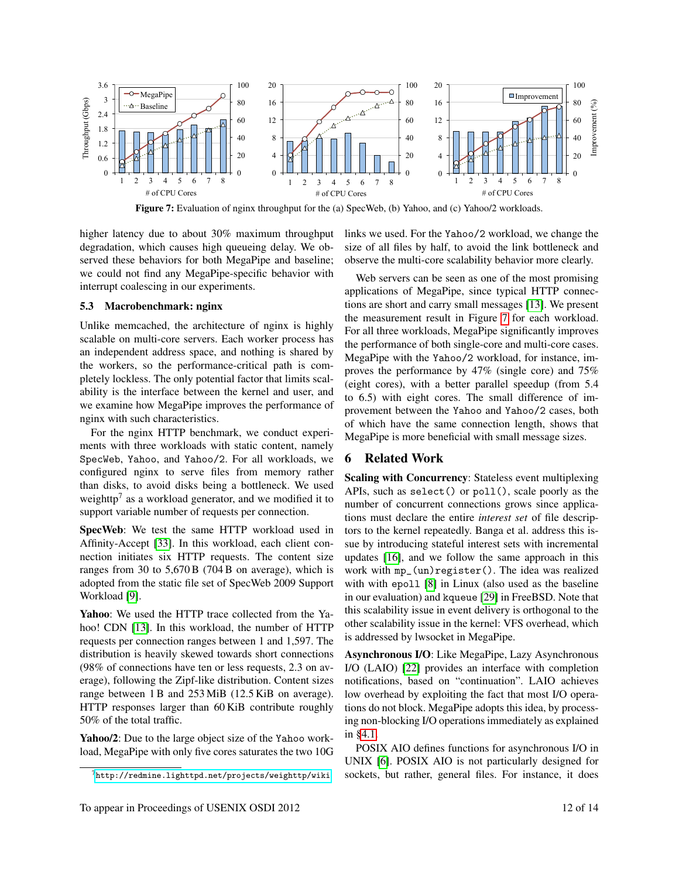**Figure 7:** Evaluation of nginx throughput for the (a) SpecWeb, (b) Yahoo, and (c) Yahoo/2 workloads.

higher latency due to about 30% maximum throughput degradation, which causes high queueing delay. We observed these behaviors for both MegaPipe and baseline; we could not find any MegaPipe-specific behavior with interrupt coalescing in our experiments.

### 5.3 Macrobenchmark: nginx

Unlike memcached, the architecture of nginx is highly scalable on multi-core servers. Each worker process has an independent address space, and nothing is shared by the workers, so the performance-critical path is completely lockless. The only potential factor that limits scalability is the interface between the kernel and user, and we examine how MegaPipe improves the performance of nginx with such characteristics.

For the nginx HTTP benchmark, we conduct experiments with three workloads with static content, namely `SpecWeb`, `Yahoo`, and `Yahoo/2`. For all workloads, we configured nginx to serve files from memory rather than disks, to avoid disks being a bottleneck. We used weighttp[7] as a workload generator, and we modified it to support variable number of requests per connection.

**SpecWeb**: We test the same HTTP workload used in Affinity-Accept [33]. In this workload, each client connection initiates six HTTP requests. The content size ranges from 30 to 5,670 B (704 B on average), which is adopted from the static file set of SpecWeb 2009 Support Workload [9].

**Yahoo**: We used the HTTP trace collected from the Yahoo! CDN [13]. In this workload, the number of HTTP requests per connection ranges between 1 and 1,597. The distribution is heavily skewed towards short connections (98% of connections have ten or less requests, 2.3 on average), following the Zipf-like distribution. Content sizes range between 1 B and 253 MiB (12.5 KiB on average). HTTP responses larger than 60 KiB contribute roughly 50% of the total traffic.

**Yahoo/2**: Due to the large object size of the `Yahoo` workload, MegaPipe with only five cores saturates the two 10G links we used. For the `Yahoo/2` workload, we change the size of all files by half, to avoid the link bottleneck and observe the multi-core scalability behavior more clearly.

Web servers can be seen as one of the most promising applications of MegaPipe, since typical HTTP connections are short and carry small messages [13]. We present the measurement result in Figure 7 for each workload. For all three workloads, MegaPipe significantly improves the performance of both single-core and multi-core cases. MegaPipe with the `Yahoo/2` workload, for instance, improves the performance by 47% (single core) and 75% (eight cores), with a better parallel speedup (from 5.4 to 6.5) with eight cores. The small difference of improvement between the `Yahoo` and `Yahoo/2` cases, both of which have the same connection length, shows that MegaPipe is more beneficial with small message sizes.

## 6 Related Work

**Scaling with Concurrency**: Stateless event multiplexing APIs, such as `select()` or `poll()`, scale poorly as the number of concurrent connections grows since applications must declare the entire *interest set* of file descriptors to the kernel repeatedly. Banga et al. address this issue by introducing stateful interest sets with incremental updates [16], and we follow the same approach in this work with `mp_(un)register()`. The idea was realized with with `epoll` [8] in Linux (also used as the baseline in our evaluation) and `kqueue` [29] in FreeBSD. Note that this scalability issue in event delivery is orthogonal to the other scalability issue in the kernel: VFS overhead, which is addressed by lwsocket in MegaPipe.

**Asynchronous I/O**: Like MegaPipe, Lazy Asynchronous I/O (LAIO) [22] provides an interface with completion notifications, based on "continuation". LAIO achieves low overhead by exploiting the fact that most I/O operations do not block. MegaPipe adopts this idea, by processing non-blocking I/O operations immediately as explained in §4.1.

POSIX AIO defines functions for asynchronous I/O in UNIX [6]. POSIX AIO is not particularly designed for sockets, but rather, general files. For instance, it does

[7] http://redmine.lighttpd.net/projects/weighttp/wiki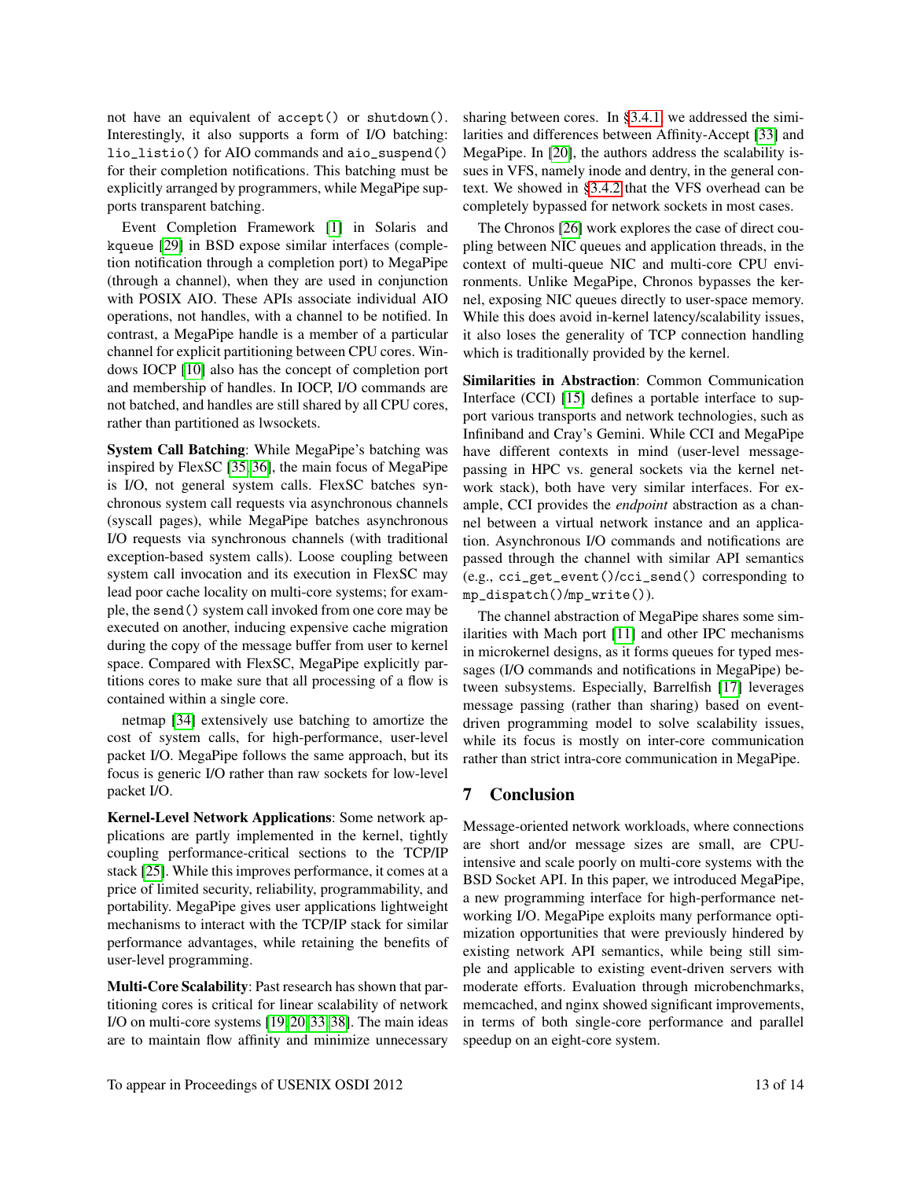not have an equivalent of accept() or shutdown(). Interestingly, it also supports a form of I/O batching: lio_listio() for AIO commands and aio_suspend() for their completion notifications. This batching must be explicitly arranged by programmers, while MegaPipe supports transparent batching.

Event Completion Framework [1] in Solaris and kqueue [29] in BSD expose similar interfaces (completion notification through a completion port) to MegaPipe (through a channel), when they are used in conjunction with POSIX AIO. These APIs associate individual AIO operations, not handles, with a channel to be notified. In contrast, a MegaPipe handle is a member of a particular channel for explicit partitioning between CPU cores. Windows IOCP [10] also has the concept of completion port and membership of handles. In IOCP, I/O commands are not batched, and handles are still shared by all CPU cores, rather than partitioned as lwsockets.

**System Call Batching**: While MegaPipe's batching was inspired by FlexSC [35, 36], the main focus of MegaPipe is I/O, not general system calls. FlexSC batches synchronous system call requests via asynchronous channels (syscall pages), while MegaPipe batches asynchronous I/O requests via synchronous channels (with traditional exception-based system calls). Loose coupling between system call invocation and its execution in FlexSC may lead poor cache locality on multi-core systems; for example, the send() system call invoked from one core may be executed on another, inducing expensive cache migration during the copy of the message buffer from user to kernel space. Compared with FlexSC, MegaPipe explicitly partitions cores to make sure that all processing of a flow is contained within a single core.

netmap [34] extensively use batching to amortize the cost of system calls, for high-performance, user-level packet I/O. MegaPipe follows the same approach, but its focus is generic I/O rather than raw sockets for low-level packet I/O.

**Kernel-Level Network Applications**: Some network applications are partly implemented in the kernel, tightly coupling performance-critical sections to the TCP/IP stack [25]. While this improves performance, it comes at a price of limited security, reliability, programmability, and portability. MegaPipe gives user applications lightweight mechanisms to interact with the TCP/IP stack for similar performance advantages, while retaining the benefits of user-level programming.

**Multi-Core Scalability**: Past research has shown that partitioning cores is critical for linear scalability of network I/O on multi-core systems [19, 20, 33, 38]. The main ideas are to maintain flow affinity and minimize unnecessary sharing between cores. In §3.4.1, we addressed the similarities and differences between Affinity-Accept [33] and MegaPipe. In [20], the authors address the scalability issues in VFS, namely inode and dentry, in the general context. We showed in §3.4.2 that the VFS overhead can be completely bypassed for network sockets in most cases.

The Chronos [26] work explores the case of direct coupling between NIC queues and application threads, in the context of multi-queue NIC and multi-core CPU environments. Unlike MegaPipe, Chronos bypasses the kernel, exposing NIC queues directly to user-space memory. While this does avoid in-kernel latency/scalability issues, it also loses the generality of TCP connection handling which is traditionally provided by the kernel.

**Similarities in Abstraction**: Common Communication Interface (CCI) [15] defines a portable interface to support various transports and network technologies, such as Infiniband and Cray's Gemini. While CCI and MegaPipe have different contexts in mind (user-level message-passing in HPC vs. general sockets via the kernel network stack), both have very similar interfaces. For example, CCI provides the *endpoint* abstraction as a channel between a virtual network instance and an application. Asynchronous I/O commands and notifications are passed through the channel with similar API semantics (e.g., cci_get_event()/cci_send() corresponding to mp_dispatch()/mp_write()).

The channel abstraction of MegaPipe shares some similarities with Mach port [11] and other IPC mechanisms in microkernel designs, as it forms queues for typed messages (I/O commands and notifications in MegaPipe) between subsystems. Especially, Barrelfish [17] leverages message passing (rather than sharing) based on event-driven programming model to solve scalability issues, while its focus is mostly on inter-core communication rather than strict intra-core communication in MegaPipe.

## 7 Conclusion

Message-oriented network workloads, where connections are short and/or message sizes are small, are CPU-intensive and scale poorly on multi-core systems with the BSD Socket API. In this paper, we introduced MegaPipe, a new programming interface for high-performance networking I/O. MegaPipe exploits many performance optimization opportunities that were previously hindered by existing network API semantics, while being still simple and applicable to existing event-driven servers with moderate efforts. Evaluation through microbenchmarks, memcached, and nginx showed significant improvements, in terms of both single-core performance and parallel speedup on an eight-core system.

To appear in Proceedings of USENIX OSDI 2012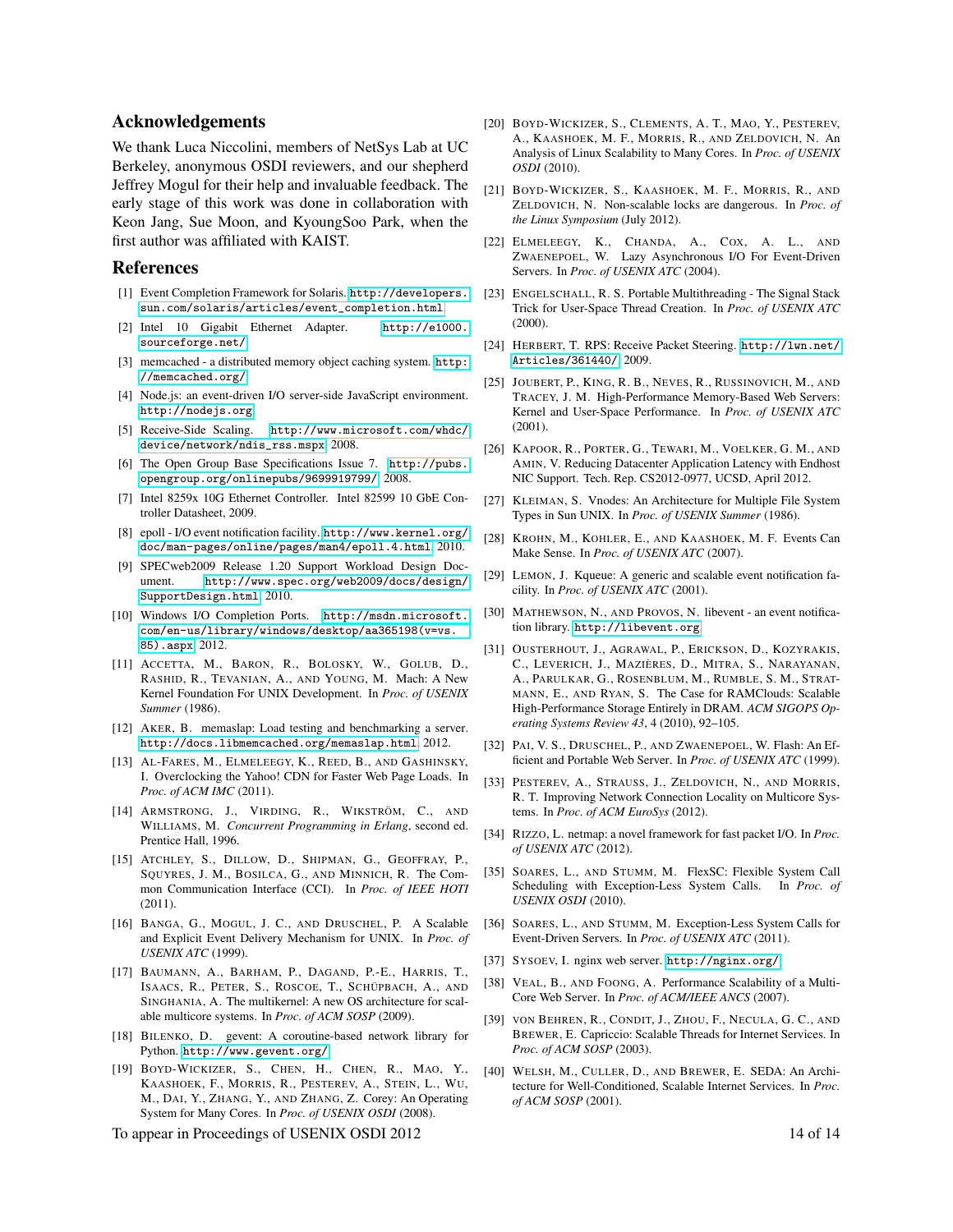## Acknowledgements

We thank Luca Niccolini, members of NetSys Lab at UC Berkeley, anonymous OSDI reviewers, and our shepherd Jeffrey Mogul for their help and invaluable feedback. The early stage of this work was done in collaboration with Keon Jang, Sue Moon, and KyoungSoo Park, when the first author was affiliated with KAIST.

## References

[1] Event Completion Framework for Solaris. http://developers.sun.com/solaris/articles/event_completion.html.

[2] Intel 10 Gigabit Ethernet Adapter. http://e1000.sourceforge.net/.

[3] memcached - a distributed memory object caching system. http://memcached.org/.

[4] Node.js: an event-driven I/O server-side JavaScript environment. http://nodejs.org.

[5] Receive-Side Scaling. http://www.microsoft.com/whdc/device/network/ndis_rss.mspx, 2008.

[6] The Open Group Base Specifications Issue 7. http://pubs.opengroup.org/onlinepubs/9699919799/, 2008.

[7] Intel 8259x 10G Ethernet Controller. Intel 82599 10 GbE Controller Datasheet, 2009.

[8] epoll - I/O event notification facility. http://www.kernel.org/doc/man-pages/online/pages/man4/epoll.4.html, 2010.

[9] SPECweb2009 Release 1.20 Support Workload Design Document. http://www.spec.org/web2009/docs/design/SupportDesign.html, 2010.

[10] Windows I/O Completion Ports. http://msdn.microsoft.com/en-us/library/windows/desktop/aa365198(v=vs.85).aspx, 2012.

[11] Accetta, M., Baron, R., Bolosky, W., Golub, D., Rashid, R., Tevanian, A., and Young, M. Mach: A New Kernel Foundation For UNIX Development. In *Proc. of USENIX Summer* (1986).

[12] Aker, B. memaslap: Load testing and benchmarking a server. http://docs.libmemcached.org/memaslap.html, 2012.

[13] Al-Fares, M., Elmeleegy, K., Reed, B., and Gashinsky, I. Overclocking the Yahoo! CDN for Faster Web Page Loads. In *Proc. of ACM IMC* (2011).

[14] Armstrong, J., Virding, R., Wikström, C., and Williams, M. *Concurrent Programming in Erlang*, second ed. Prentice Hall, 1996.

[15] Atchley, S., Dillow, D., Shipman, G., Geoffray, P., Squyres, J. M., Bosilca, G., and Minnich, R. The Common Communication Interface (CCI). In *Proc. of IEEE HOTI* (2011).

[16] Banga, G., Mogul, J. C., and Druschel, P. A Scalable and Explicit Event Delivery Mechanism for UNIX. In *Proc. of USENIX ATC* (1999).

[17] Baumann, A., Barham, P., Dagand, P.-E., Harris, T., Isaacs, R., Peter, S., Roscoe, T., Schüpbach, A., and Singhania, A. The multikernel: A new OS architecture for scalable multicore systems. In *Proc. of ACM SOSP* (2009).

[18] Bilenko, D. gevent: A coroutine-based network library for Python. http://www.gevent.org/.

[19] Boyd-Wickizer, S., Chen, H., Chen, R., Mao, Y., Kaashoek, F., Morris, R., Pesterev, A., Stein, L., Wu, M., Dai, Y., Zhang, Y., and Zhang, Z. Corey: An Operating System for Many Cores. In *Proc. of USENIX OSDI* (2008).

[20] Boyd-Wickizer, S., Clements, A. T., Mao, Y., Pesterev, A., Kaashoek, M. F., Morris, R., and Zeldovich, N. An Analysis of Linux Scalability to Many Cores. In *Proc. of USENIX OSDI* (2010).

[21] Boyd-Wickizer, S., Kaashoek, M. F., Morris, R., and Zeldovich, N. Non-scalable locks are dangerous. In *Proc. of the Linux Symposium* (July 2012).

[22] Elmeleegy, K., Chanda, A., Cox, A. L., and Zwaenepoel, W. Lazy Asynchronous I/O For Event-Driven Servers. In *Proc. of USENIX ATC* (2004).

[23] Engelschall, R. S. Portable Multithreading - The Signal Stack Trick for User-Space Thread Creation. In *Proc. of USENIX ATC* (2000).

[24] Herbert, T. RPS: Receive Packet Steering. http://lwn.net/Articles/361440/, 2009.

[25] Joubert, P., King, R. B., Neves, R., Russinovich, M., and Tracey, J. M. High-Performance Memory-Based Web Servers: Kernel and User-Space Performance. In *Proc. of USENIX ATC* (2001).

[26] Kapoor, R., Porter, G., Tewari, M., Voelker, G. M., and Amin, V. Reducing Datacenter Application Latency with Endhost NIC Support. Tech. Rep. CS2012-0977, UCSD, April 2012.

[27] Kleiman, S. Vnodes: An Architecture for Multiple File System Types in Sun UNIX. In *Proc. of USENIX Summer* (1986).

[28] Krohn, M., Kohler, E., and Kaashoek, M. F. Events Can Make Sense. In *Proc. of USENIX ATC* (2007).

[29] Lemon, J. Kqueue: A generic and scalable event notification facility. In *Proc. of USENIX ATC* (2001).

[30] Mathewson, N., and Provos, N. libevent - an event notification library. http://libevent.org.

[31] Ousterhout, J., Agrawal, P., Erickson, D., Kozyrakis, C., Leverich, J., Mazières, D., Mitra, S., Narayanan, A., Parulkar, G., Rosenblum, M., Rumble, S. M., Stratmann, E., and Ryan, S. The Case for RAMClouds: Scalable High-Performance Storage Entirely in DRAM. *ACM SIGOPS Operating Systems Review 43*, 4 (2010), 92–105.

[32] Pai, V. S., Druschel, P., and Zwaenepoel, W. Flash: An Efficient and Portable Web Server. In *Proc. of USENIX ATC* (1999).

[33] Pesterev, A., Strauss, J., Zeldovich, N., and Morris, R. T. Improving Network Connection Locality on Multicore Systems. In *Proc. of ACM EuroSys* (2012).

[34] Rizzo, L. netmap: a novel framework for fast packet I/O. In *Proc. of USENIX ATC* (2012).

[35] Soares, L., and Stumm, M. FlexSC: Flexible System Call Scheduling with Exception-Less System Calls. In *Proc. of USENIX OSDI* (2010).

[36] Soares, L., and Stumm, M. Exception-Less System Calls for Event-Driven Servers. In *Proc. of USENIX ATC* (2011).

[37] Sysoev, I. nginx web server. http://nginx.org/.

[38] Veal, B., and Foong, A. Performance Scalability of a Multi-Core Web Server. In *Proc. of ACM/IEEE ANCS* (2007).

[39] von Behren, R., Condit, J., Zhou, F., Necula, G. C., and Brewer, E. Capriccio: Scalable Threads for Internet Services. In *Proc. of ACM SOSP* (2003).

[40] Welsh, M., Culler, D., and Brewer, E. SEDA: An Architecture for Well-Conditioned, Scalable Internet Services. In *Proc. of ACM SOSP* (2001).